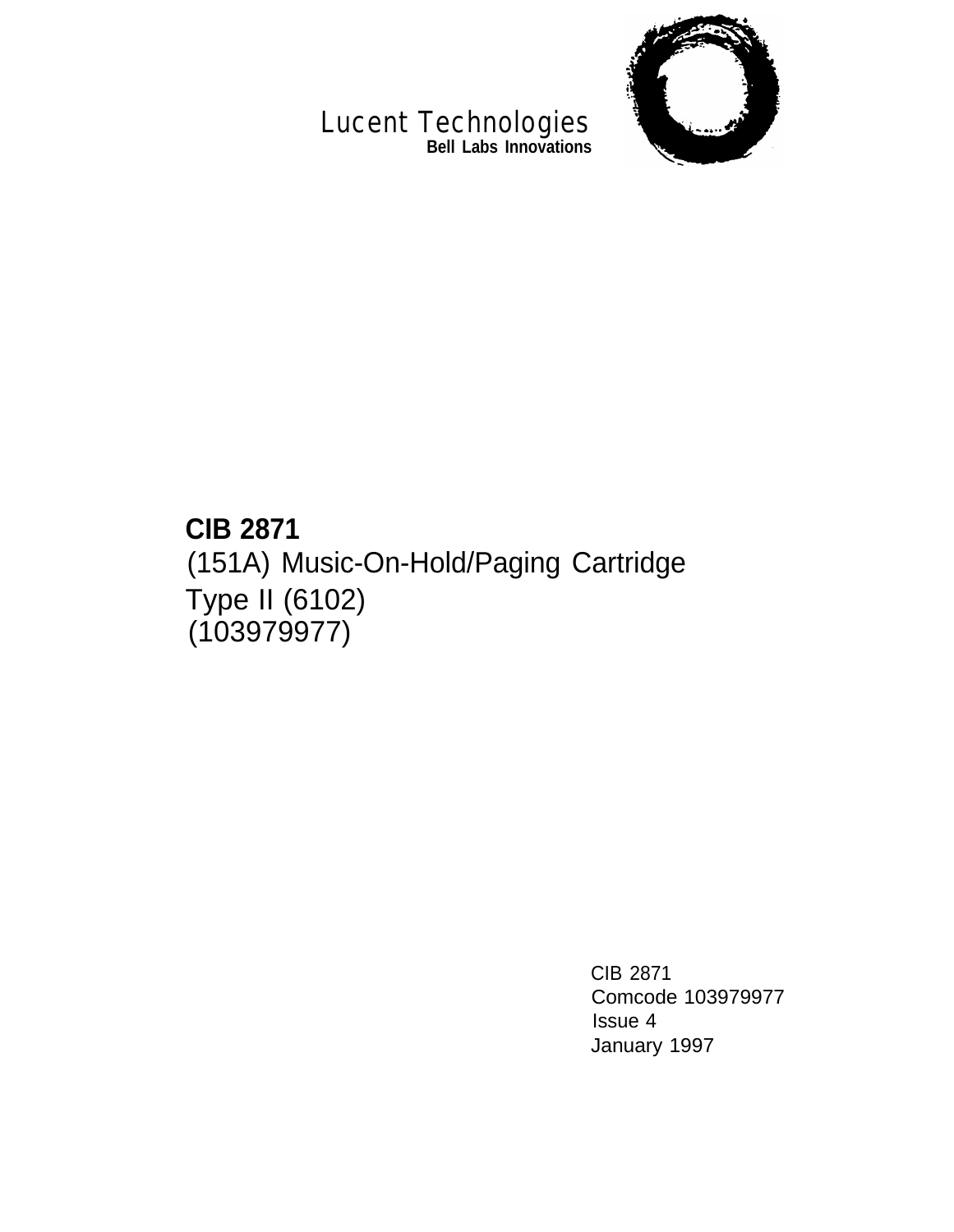Lucent Technologies

**Bell Labs Innovations**

# CIB 2871

## (151A) Music-On-Hold/Paging Cartridge Type II (6102) (103979977)

CIB 2871
Comcode 103979977
Issue 4
January 1997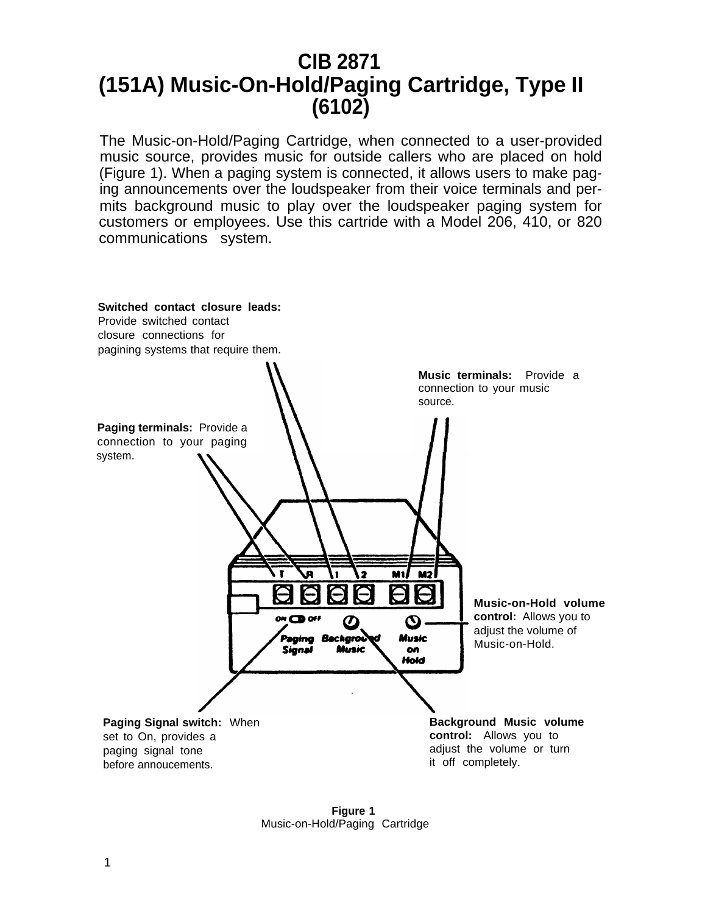# CIB 2871
# (151A) Music-On-Hold/Paging Cartridge, Type II
# (6102)

The Music-on-Hold/Paging Cartridge, when connected to a user-provided music source, provides music for outside callers who are placed on hold (Figure 1). When a paging system is connected, it allows users to make paging announcements over the loudspeaker from their voice terminals and permits background music to play over the loudspeaker paging system for customers or employees. Use this cartridge with a Model 206, 410, or 820 communications system.

**Switched contact closure leads:** Provide switched contact closure connections for pagining systems that require them.

**Music terminals:** Provide a connection to your music source.

**Paging terminals:** Provide a connection to your paging system.

T R 1 2 M1 M2

ON OFF

Paging Signal

Background Music

Music on Hold

**Music-on-Hold volume control:** Allows you to adjust the volume of Music-on-Hold.

**Paging Signal switch:** When set to On, provides a paging signal tone before annoucements.

**Background Music volume control:** Allows you to adjust the volume or turn it off completely.

**Figure 1**
Music-on-Hold/Paging Cartridge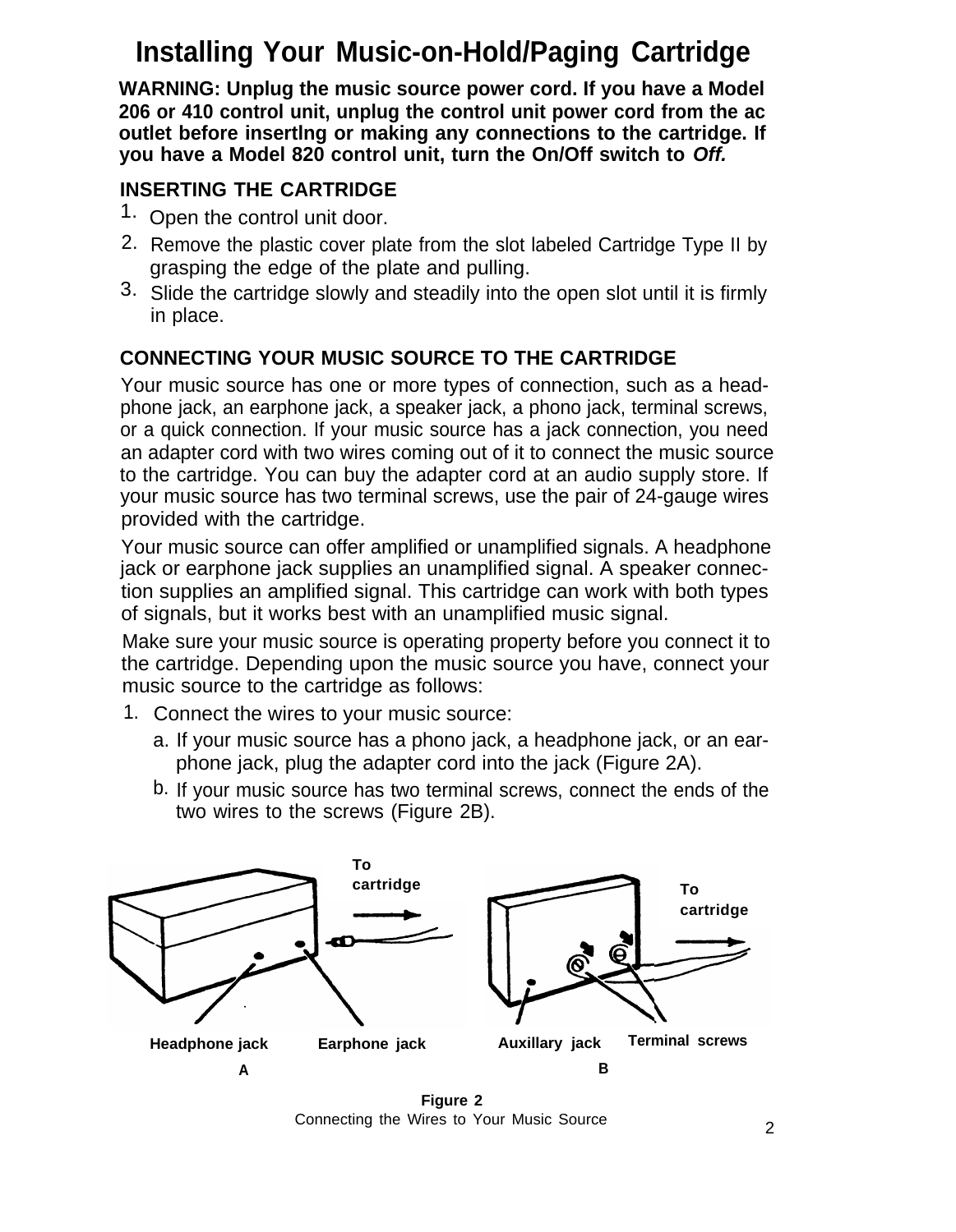# Installing Your Music-on-Hold/Paging Cartridge

**WARNING: Unplug the music source power cord. If you have a Model 206 or 410 control unit, unplug the control unit power cord from the ac outlet before insertlng or making any connections to the cartridge. If you have a Model 820 control unit, turn the On/Off switch to *Off.***

## INSERTING THE CARTRIDGE

1. Open the control unit door.
2. Remove the plastic cover plate from the slot labeled Cartridge Type II by grasping the edge of the plate and pulling.
3. Slide the cartridge slowly and steadily into the open slot until it is firmly in place.

## CONNECTING YOUR MUSIC SOURCE TO THE CARTRIDGE

Your music source has one or more types of connection, such as a headphone jack, an earphone jack, a speaker jack, a phono jack, terminal screws, or a quick connection. If your music source has a jack connection, you need an adapter cord with two wires coming out of it to connect the music source to the cartridge. You can buy the adapter cord at an audio supply store. If your music source has two terminal screws, use the pair of 24-gauge wires provided with the cartridge.

Your music source can offer amplified or unamplified signals. A headphone jack or earphone jack supplies an unamplified signal. A speaker connection supplies an amplified signal. This cartridge can work with both types of signals, but it works best with an unamplified music signal.

Make sure your music source is operating property before you connect it to the cartridge. Depending upon the music source you have, connect your music source to the cartridge as follows:

1. Connect the wires to your music source:
   a. If your music source has a phono jack, a headphone jack, or an earphone jack, plug the adapter cord into the jack (Figure 2A).
   b. If your music source has two terminal screws, connect the ends of the two wires to the screws (Figure 2B).

To cartridge — Headphone jack — Earphone jack — A

To cartridge — Auxillary jack — Terminal screws — B

**Figure 2**
Connecting the Wires to Your Music Source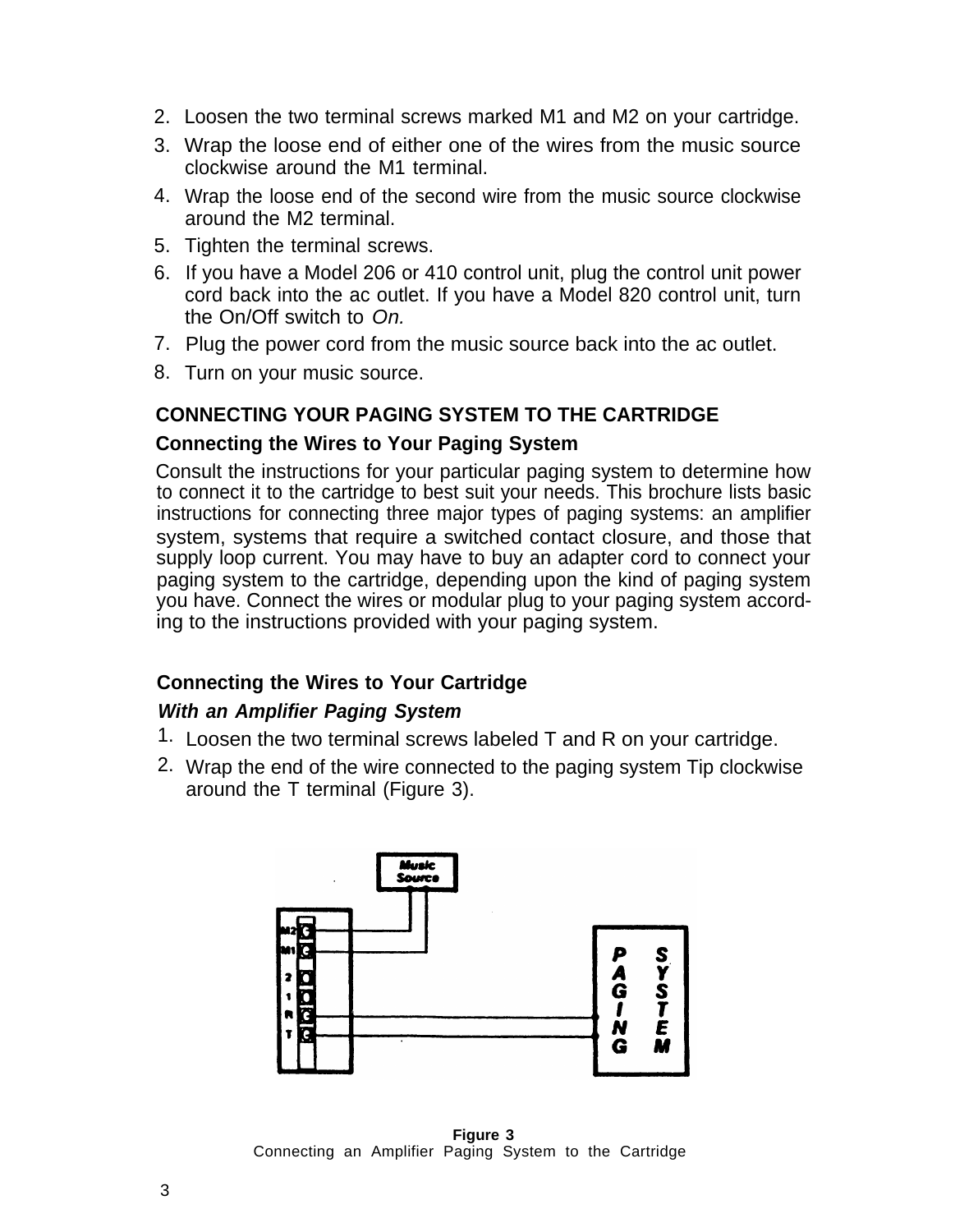2. Loosen the two terminal screws marked M1 and M2 on your cartridge.
3. Wrap the loose end of either one of the wires from the music source clockwise around the M1 terminal.
4. Wrap the loose end of the second wire from the music source clockwise around the M2 terminal.
5. Tighten the terminal screws.
6. If you have a Model 206 or 410 control unit, plug the control unit power cord back into the ac outlet. If you have a Model 820 control unit, turn the On/Off switch to *On.*
7. Plug the power cord from the music source back into the ac outlet.
8. Turn on your music source.

## CONNECTING YOUR PAGING SYSTEM TO THE CARTRIDGE

### Connecting the Wires to Your Paging System

Consult the instructions for your particular paging system to determine how to connect it to the cartridge to best suit your needs. This brochure lists basic instructions for connecting three major types of paging systems: an amplifier system, systems that require a switched contact closure, and those that supply loop current. You may have to buy an adapter cord to connect your paging system to the cartridge, depending upon the kind of paging system you have. Connect the wires or modular plug to your paging system according to the instructions provided with your paging system.

### Connecting the Wires to Your Cartridge

***With an Amplifier Paging System***

1. Loosen the two terminal screws labeled T and R on your cartridge.
2. Wrap the end of the wire connected to the paging system Tip clockwise around the T terminal (Figure 3).

**Figure 3**
Connecting an Amplifier Paging System to the Cartridge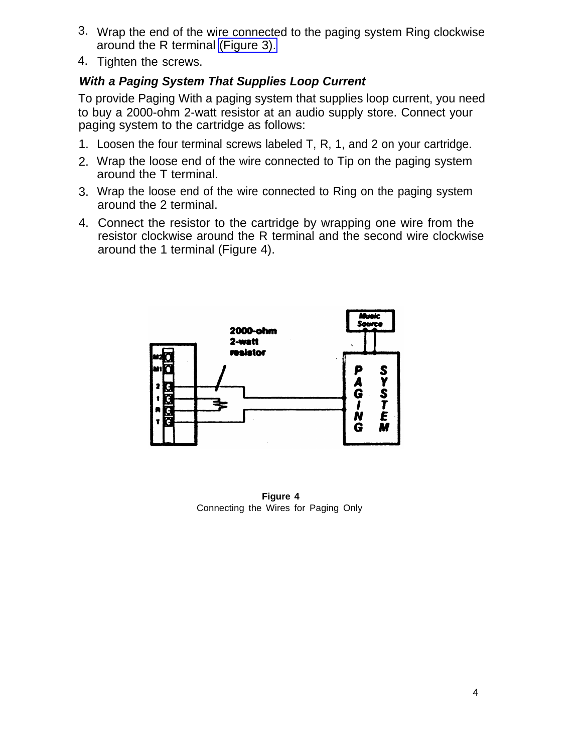3. Wrap the end of the wire connected to the paging system Ring clockwise around the R terminal (Figure 3).
4. Tighten the screws.

### *With a Paging System That Supplies Loop Current*

To provide Paging With a paging system that supplies loop current, you need to buy a 2000-ohm 2-watt resistor at an audio supply store. Connect your paging system to the cartridge as follows:

1. Loosen the four terminal screws labeled T, R, 1, and 2 on your cartridge.
2. Wrap the loose end of the wire connected to Tip on the paging system around the T terminal.
3. Wrap the loose end of the wire connected to Ring on the paging system around the 2 terminal.
4. Connect the resistor to the cartridge by wrapping one wire from the resistor clockwise around the R terminal and the second wire clockwise around the 1 terminal (Figure 4).

**Figure 4**
Connecting the Wires for Paging Only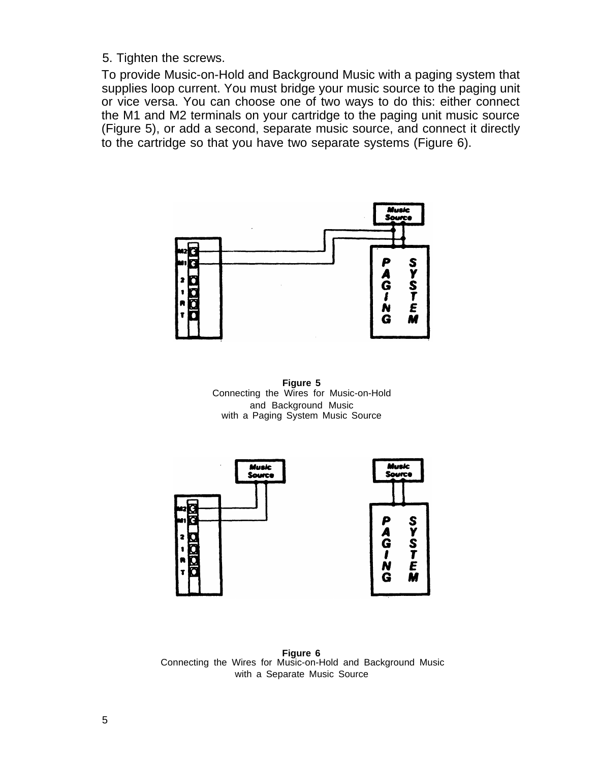5. Tighten the screws.

To provide Music-on-Hold and Background Music with a paging system that supplies loop current. You must bridge your music source to the paging unit or vice versa. You can choose one of two ways to do this: either connect the M1 and M2 terminals on your cartridge to the paging unit music source (Figure 5), or add a second, separate music source, and connect it directly to the cartridge so that you have two separate systems (Figure 6).

**Figure 5**
Connecting the Wires for Music-on-Hold and Background Music with a Paging System Music Source

**Figure 6**
Connecting the Wires for Music-on-Hold and Background Music with a Separate Music Source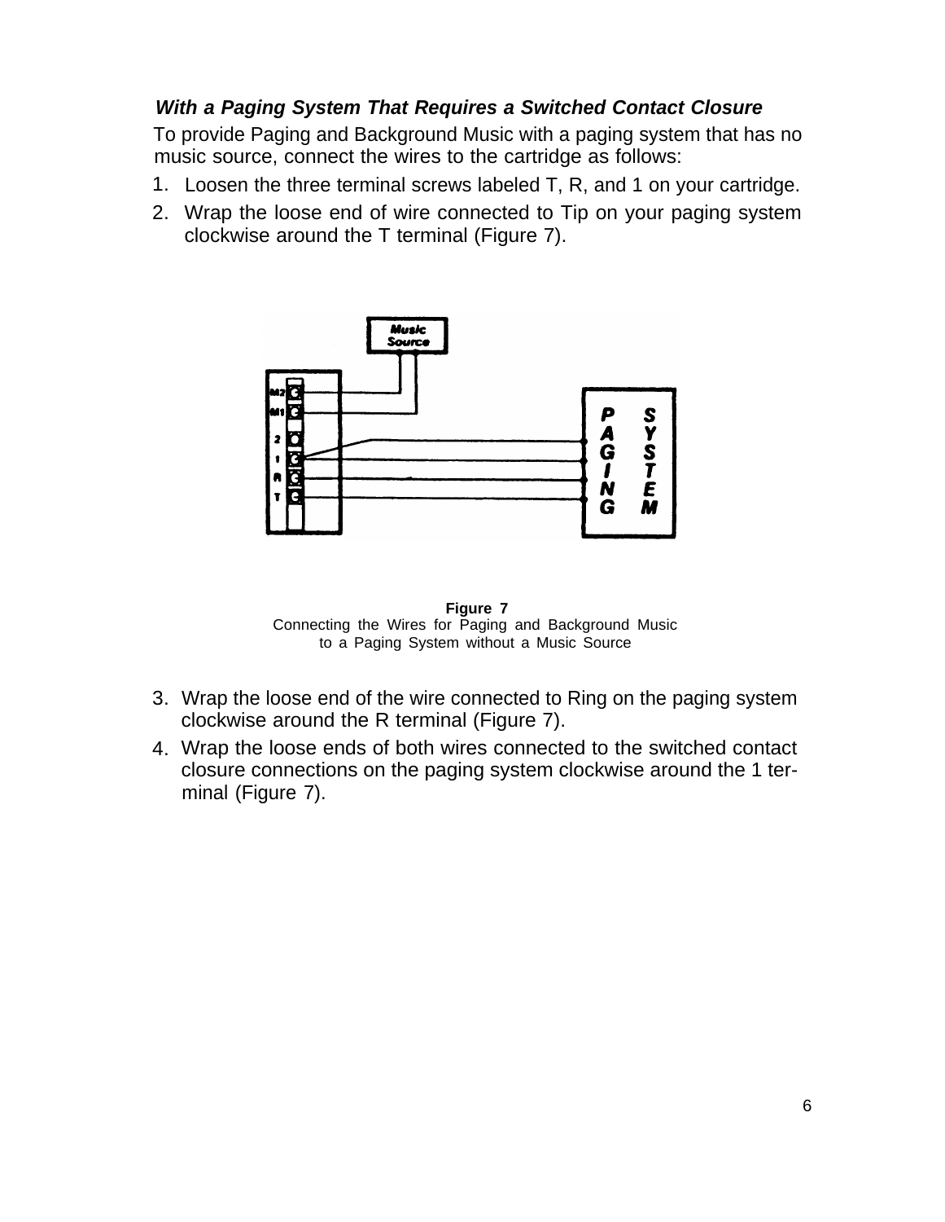### *With a Paging System That Requires a Switched Contact Closure*

To provide Paging and Background Music with a paging system that has no music source, connect the wires to the cartridge as follows:

1. Loosen the three terminal screws labeled T, R, and 1 on your cartridge.
2. Wrap the loose end of wire connected to Tip on your paging system clockwise around the T terminal (Figure 7).

**Figure 7**
Connecting the Wires for Paging and Background Music to a Paging System without a Music Source

3. Wrap the loose end of the wire connected to Ring on the paging system clockwise around the R terminal (Figure 7).
4. Wrap the loose ends of both wires connected to the switched contact closure connections on the paging system clockwise around the 1 terminal (Figure 7).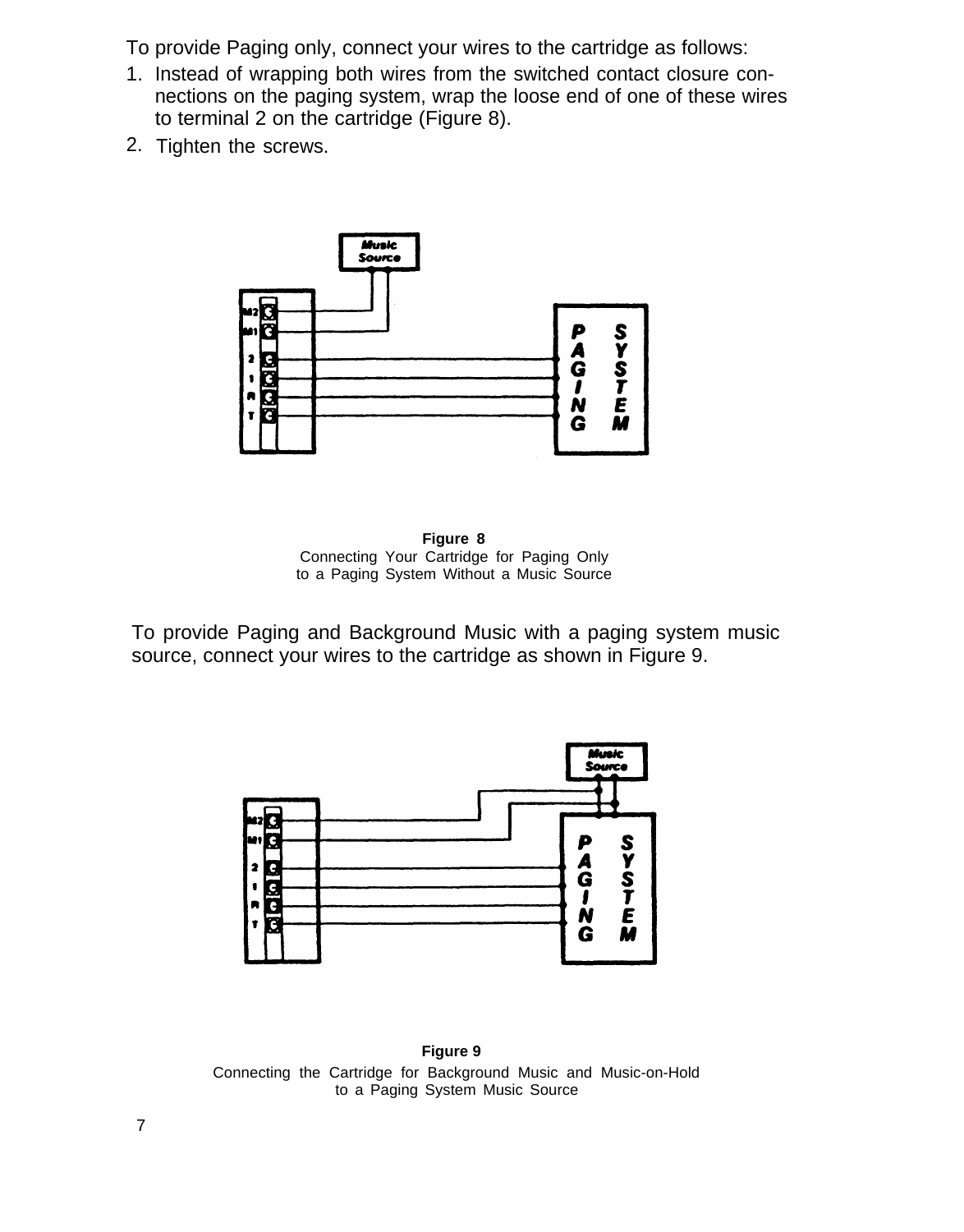To provide Paging only, connect your wires to the cartridge as follows:

1. Instead of wrapping both wires from the switched contact closure connections on the paging system, wrap the loose end of one of these wires to terminal 2 on the cartridge (Figure 8).
2. Tighten the screws.

**Figure 8**
Connecting Your Cartridge for Paging Only
to a Paging System Without a Music Source

To provide Paging and Background Music with a paging system music source, connect your wires to the cartridge as shown in Figure 9.

**Figure 9**
Connecting the Cartridge for Background Music and Music-on-Hold
to a Paging System Music Source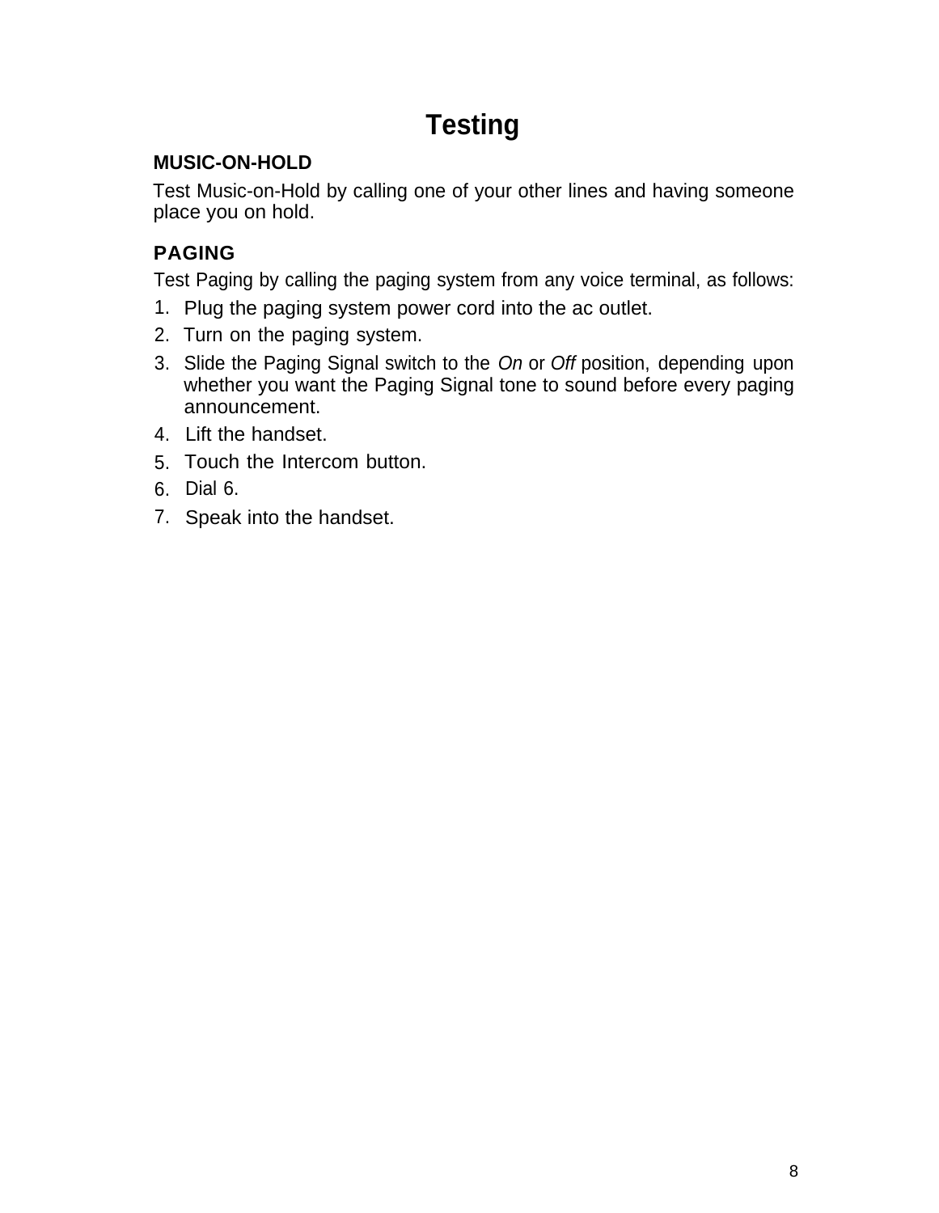# Testing

## MUSIC-ON-HOLD

Test Music-on-Hold by calling one of your other lines and having someone place you on hold.

## PAGING

Test Paging by calling the paging system from any voice terminal, as follows:

1. Plug the paging system power cord into the ac outlet.
2. Turn on the paging system.
3. Slide the Paging Signal switch to the *On* or *Off* position, depending upon whether you want the Paging Signal tone to sound before every paging announcement.
4. Lift the handset.
5. Touch the Intercom button.
6. Dial 6.
7. Speak into the handset.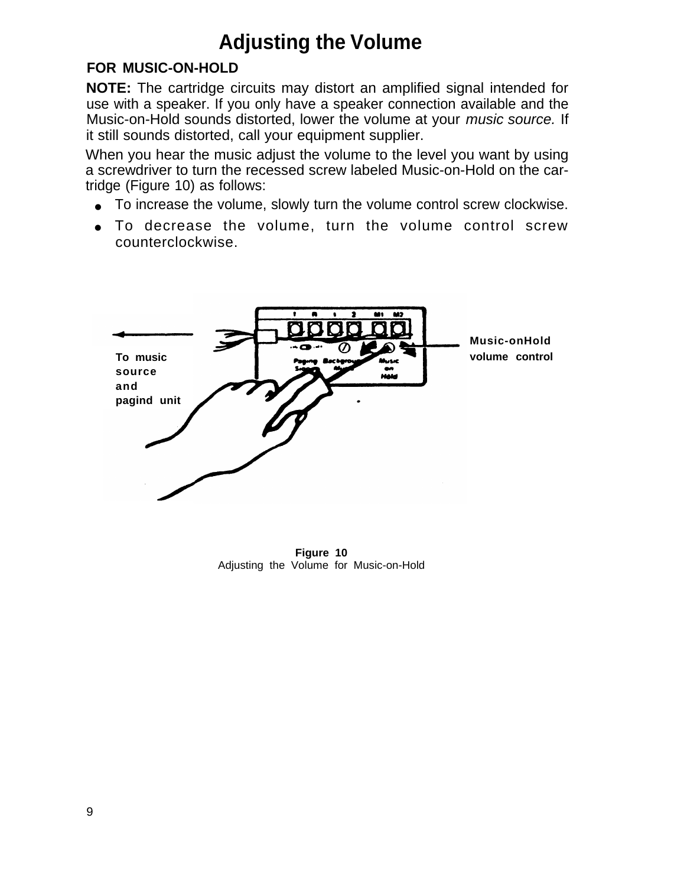# Adjusting the Volume

## FOR MUSIC-ON-HOLD

**NOTE:** The cartridge circuits may distort an amplified signal intended for use with a speaker. If you only have a speaker connection available and the Music-on-Hold sounds distorted, lower the volume at your *music source.* If it still sounds distorted, call your equipment supplier.

When you hear the music adjust the volume to the level you want by using a screwdriver to turn the recessed screw labeled Music-on-Hold on the cartridge (Figure 10) as follows:

- To increase the volume, slowly turn the volume control screw clockwise.
- To decrease the volume, turn the volume control screw counterclockwise.

To music source and pagind unit

Music-onHold volume control

**Figure 10**
Adjusting the Volume for Music-on-Hold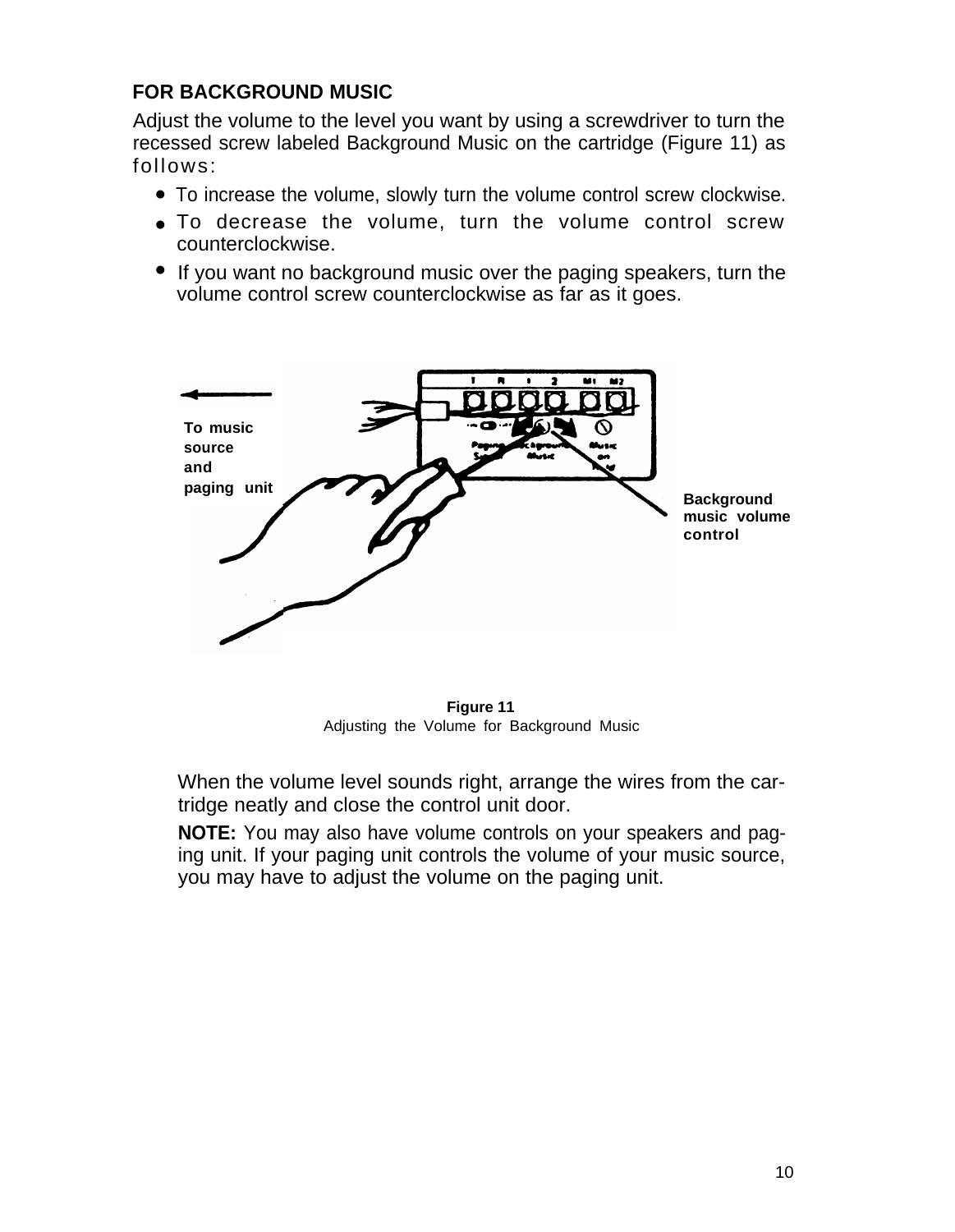### FOR BACKGROUND MUSIC

Adjust the volume to the level you want by using a screwdriver to turn the recessed screw labeled Background Music on the cartridge (Figure 11) as follows:

- To increase the volume, slowly turn the volume control screw clockwise.
- To decrease the volume, turn the volume control screw counterclockwise.
- If you want no background music over the paging speakers, turn the volume control screw counterclockwise as far as it goes.

To music source and paging unit

Background music volume control

**Figure 11**
Adjusting the Volume for Background Music

When the volume level sounds right, arrange the wires from the cartridge neatly and close the control unit door.

**NOTE:** You may also have volume controls on your speakers and paging unit. If your paging unit controls the volume of your music source, you may have to adjust the volume on the paging unit.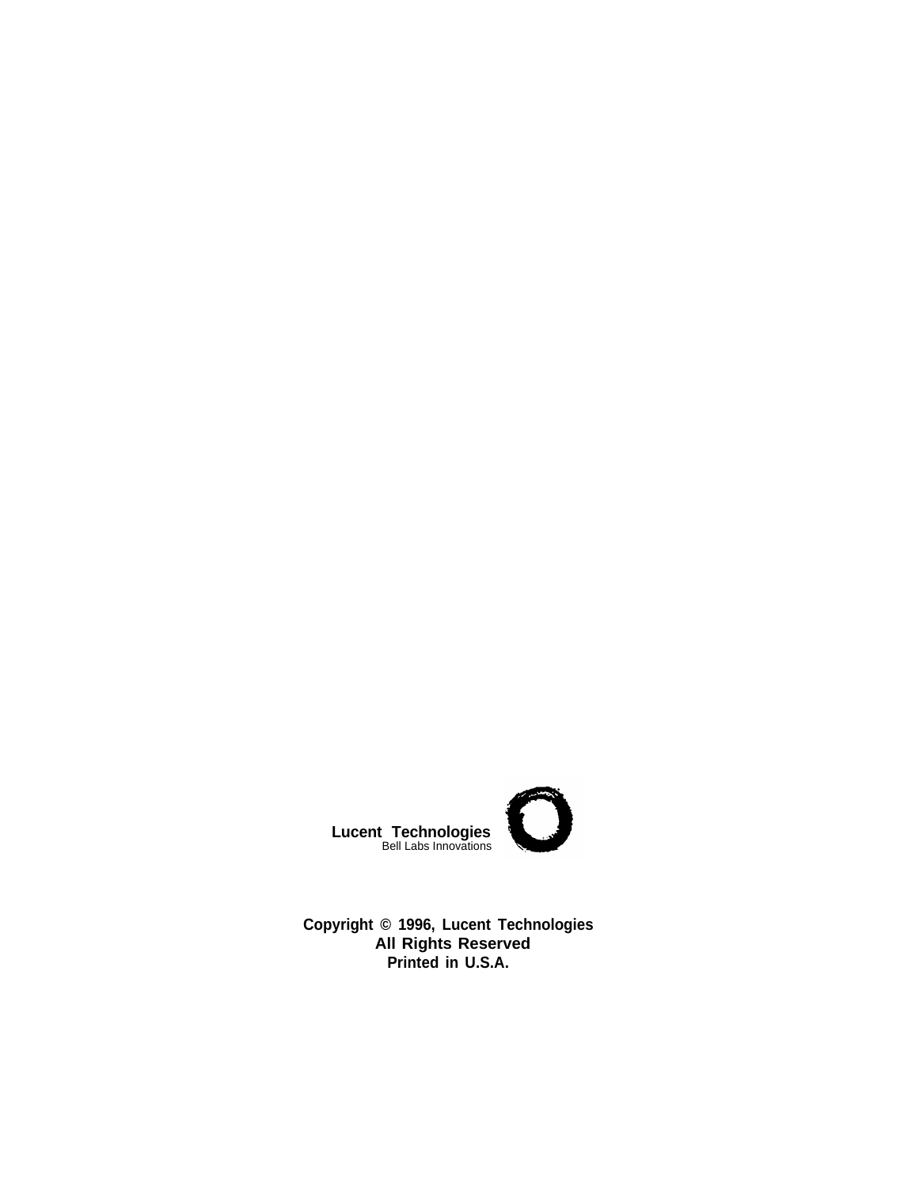**Lucent Technologies**
Bell Labs Innovations

**Copyright © 1996, Lucent Technologies**
**All Rights Reserved**
**Printed in U.S.A.**